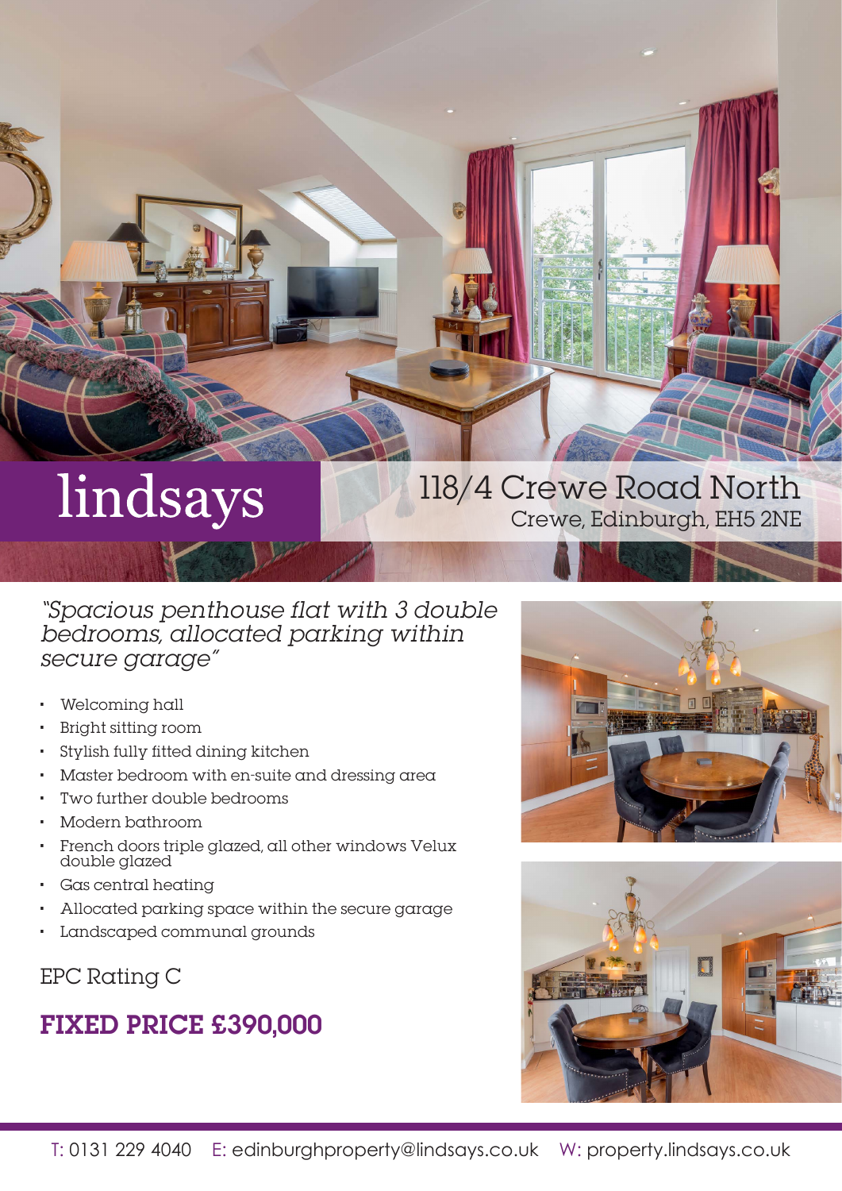lindsays

# 118/4 Crewe Road North

Crewe, Edinburgh, EH5 2NE

*"Spacious penthouse flat with 3 double bedrooms, allocated parking within secure garage"*

- Welcoming hall
- Bright sitting room
- Stylish fully fitted dining kitchen
- Master bedroom with en-suite and dressing area
- Two further double bedrooms
- Modern bathroom
- French doors triple glazed, all other windows Velux double glazed
- Gas central heating
- Allocated parking space within the secure garage
- Landscaped communal grounds

EPC Rating C

## FIXED PRICE £390,000

T: 0131 229 4040 E: edinburghproperty@lindsays.co.uk W: property.lindsays.co.uk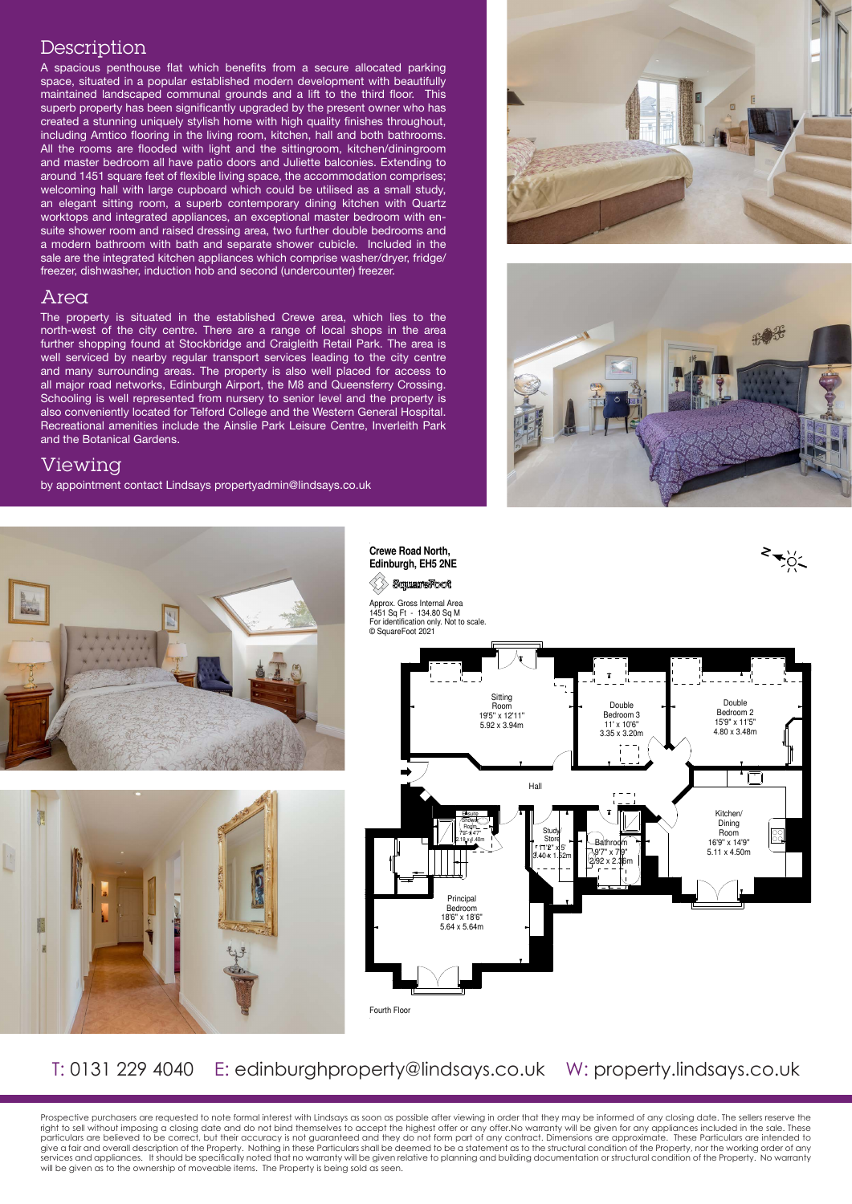## Description

A spacious penthouse flat which benefits from a secure allocated parking space, situated in a popular established modern development with beautifully maintained landscaped communal grounds and a lift to the third floor. This superb property has been significantly upgraded by the present owner who has created a stunning uniquely stylish home with high quality finishes throughout, including Amtico flooring in the living room, kitchen, hall and both bathrooms. All the rooms are flooded with light and the sittingroom, kitchen/diningroom and master bedroom all have patio doors and Juliette balconies. Extending to around 1451 square feet of flexible living space, the accommodation comprises; welcoming hall with large cupboard which could be utilised as a small study, an elegant sitting room, a superb contemporary dining kitchen with Quartz worktops and integrated appliances, an exceptional master bedroom with en-suite shower room and raised dressing area, two further double bedrooms and a modern bathroom with bath and separate shower cubicle. Included in the sale are the integrated kitchen appliances which comprise washer/dryer, fridge/ freezer, dishwasher, induction hob and second (undercounter) freezer.

## Area

The property is situated in the established Crewe area, which lies to the north-west of the city centre. There are a range of local shops in the area further shopping found at Stockbridge and Craigleith Retail Park. The area is well serviced by nearby regular transport services leading to the city centre and many surrounding areas. The property is also well placed for access to all major road networks, Edinburgh Airport, the M8 and Queensferry Crossing. Schooling is well represented from nursery to senior level and the property is also conveniently located for Telford College and the Western General Hospital. Recreational amenities include the Ainslie Park Leisure Centre, Inverleith Park and the Botanical Gardens.

## Viewing

by appointment contact Lindsays propertyadmin@lindsays.co.uk

**Crewe Road North,**
**Edinburgh, EH5 2NE**

SquareFoot

Approx. Gross Internal Area
1451 Sq Ft - 134.80 Sq M
For identification only. Not to scale.
© SquareFoot 2021

Sitting Room 19'5" x 12'11" 5.92 x 3.94m

Double Bedroom 3 11' x 10'6" 3.35 x 3.20m

Double Bedroom 2 15'9" x 11'5" 4.80 x 3.48m

Hall

Kitchen/ Dining Room 16'9" x 14'9" 5.11 x 4.50m

Ensuite Shower Room 7'2" x 4'7" 2.18 x 1.40m

Study/ Store 11'2" x 5' 3.40 x 1.52m

Bathroom 9'7" x 7'9" 2.92 x 2.36m

Principal Bedroom 18'6" x 18'6" 5.64 x 5.64m

Fourth Floor

T: 0131 229 4040 E: edinburghproperty@lindsays.co.uk W: property.lindsays.co.uk

Prospective purchasers are requested to note formal interest with Lindsays as soon as possible after viewing in order that they may be informed of any closing date. The sellers reserve the right to sell without imposing a closing date and do not bind themselves to accept the highest offer or any offer.No warranty will be given for any appliances included in the sale. These particulars are believed to be correct, but their accuracy is not guaranteed and they do not form part of any contract. Dimensions are approximate. These Particulars are intended to give a fair and overall description of the Property. Nothing in these Particulars shall be deemed to be a statement as to the structural condition of the Property, nor the working order of any services and appliances. It should be specifically noted that no warranty will be given relative to planning and building documentation or structural condition of the Property. No warranty will be given as to the ownership of moveable items. The Property is being sold as seen.